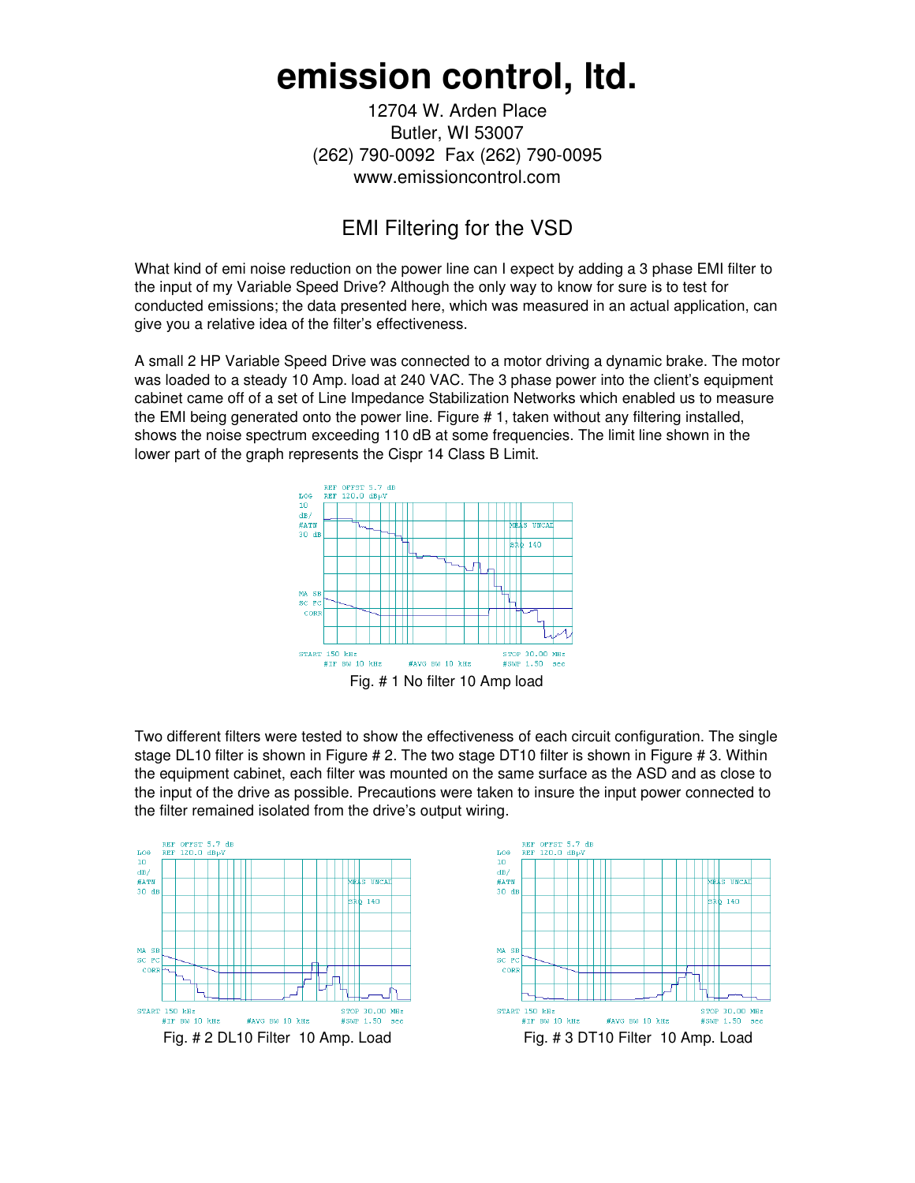# emission control, ltd.

12704 W. Arden Place
Butler, WI 53007
(262) 790-0092 Fax (262) 790-0095
www.emissioncontrol.com

## EMI Filtering for the VSD

What kind of emi noise reduction on the power line can I expect by adding a 3 phase EMI filter to the input of my Variable Speed Drive? Although the only way to know for sure is to test for conducted emissions; the data presented here, which was measured in an actual application, can give you a relative idea of the filter's effectiveness.

A small 2 HP Variable Speed Drive was connected to a motor driving a dynamic brake. The motor was loaded to a steady 10 Amp. load at 240 VAC. The 3 phase power into the client's equipment cabinet came off of a set of Line Impedance Stabilization Networks which enabled us to measure the EMI being generated onto the power line. Figure # 1, taken without any filtering installed, shows the noise spectrum exceeding 110 dB at some frequencies. The limit line shown in the lower part of the graph represents the Cispr 14 Class B Limit.

Fig. # 1 No filter 10 Amp load

Two different filters were tested to show the effectiveness of each circuit configuration. The single stage DL10 filter is shown in Figure # 2. The two stage DT10 filter is shown in Figure # 3. Within the equipment cabinet, each filter was mounted on the same surface as the ASD and as close to the input of the drive as possible. Precautions were taken to insure the input power connected to the filter remained isolated from the drive's output wiring.

Fig. # 2 DL10 Filter 10 Amp. Load

Fig. # 3 DT10 Filter 10 Amp. Load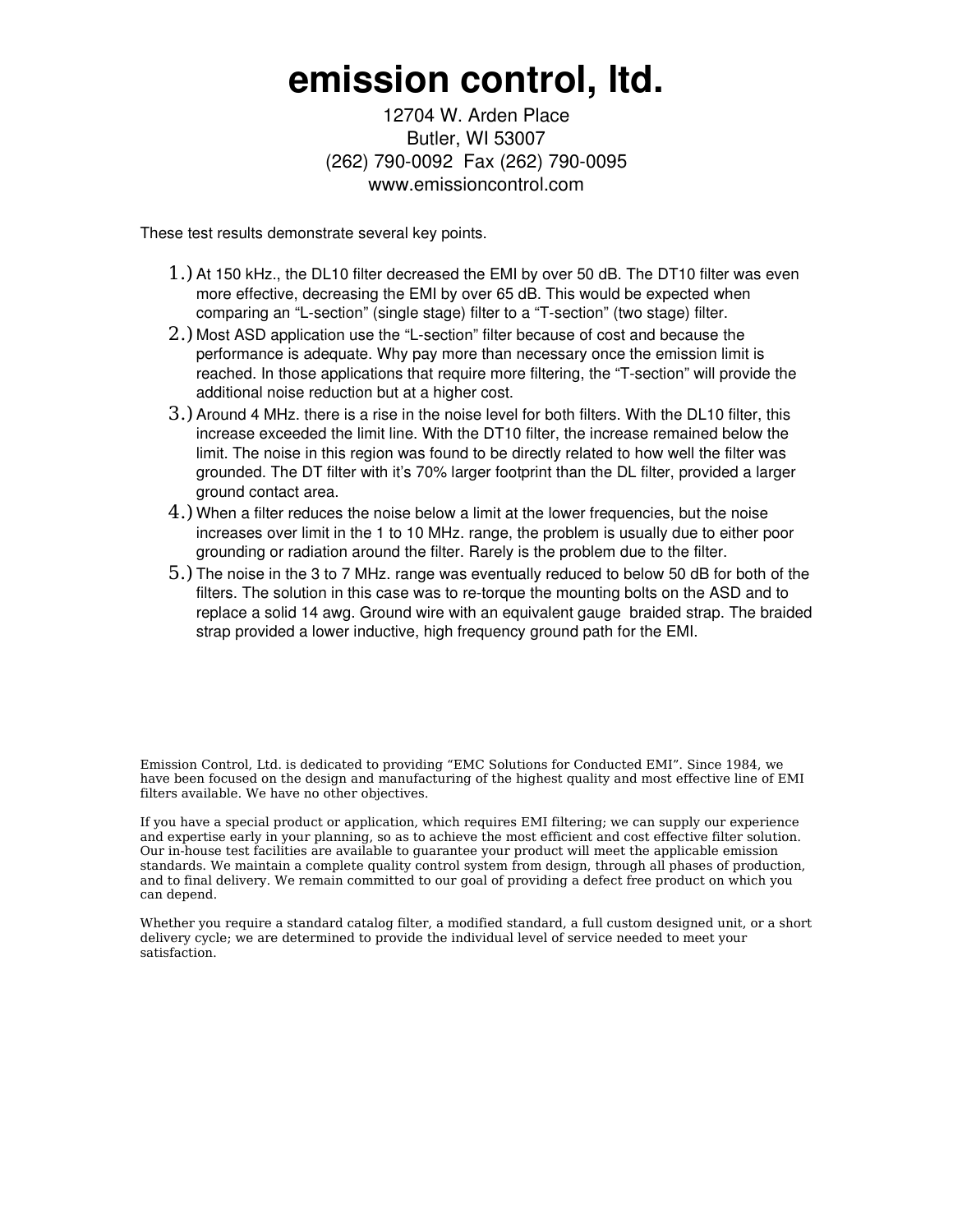# emission control, ltd.

12704 W. Arden Place
Butler, WI 53007
(262) 790-0092 Fax (262) 790-0095
www.emissioncontrol.com

These test results demonstrate several key points.

1.) At 150 kHz., the DL10 filter decreased the EMI by over 50 dB. The DT10 filter was even more effective, decreasing the EMI by over 65 dB. This would be expected when comparing an "L-section" (single stage) filter to a "T-section" (two stage) filter.
2.) Most ASD application use the "L-section" filter because of cost and because the performance is adequate. Why pay more than necessary once the emission limit is reached. In those applications that require more filtering, the "T-section" will provide the additional noise reduction but at a higher cost.
3.) Around 4 MHz. there is a rise in the noise level for both filters. With the DL10 filter, this increase exceeded the limit line. With the DT10 filter, the increase remained below the limit. The noise in this region was found to be directly related to how well the filter was grounded. The DT filter with it's 70% larger footprint than the DL filter, provided a larger ground contact area.
4.) When a filter reduces the noise below a limit at the lower frequencies, but the noise increases over limit in the 1 to 10 MHz. range, the problem is usually due to either poor grounding or radiation around the filter. Rarely is the problem due to the filter.
5.) The noise in the 3 to 7 MHz. range was eventually reduced to below 50 dB for both of the filters. The solution in this case was to re-torque the mounting bolts on the ASD and to replace a solid 14 awg. Ground wire with an equivalent gauge braided strap. The braided strap provided a lower inductive, high frequency ground path for the EMI.

Emission Control, Ltd. is dedicated to providing "EMC Solutions for Conducted EMI". Since 1984, we have been focused on the design and manufacturing of the highest quality and most effective line of EMI filters available. We have no other objectives.

If you have a special product or application, which requires EMI filtering; we can supply our experience and expertise early in your planning, so as to achieve the most efficient and cost effective filter solution. Our in-house test facilities are available to guarantee your product will meet the applicable emission standards. We maintain a complete quality control system from design, through all phases of production, and to final delivery. We remain committed to our goal of providing a defect free product on which you can depend.

Whether you require a standard catalog filter, a modified standard, a full custom designed unit, or a short delivery cycle; we are determined to provide the individual level of service needed to meet your satisfaction.